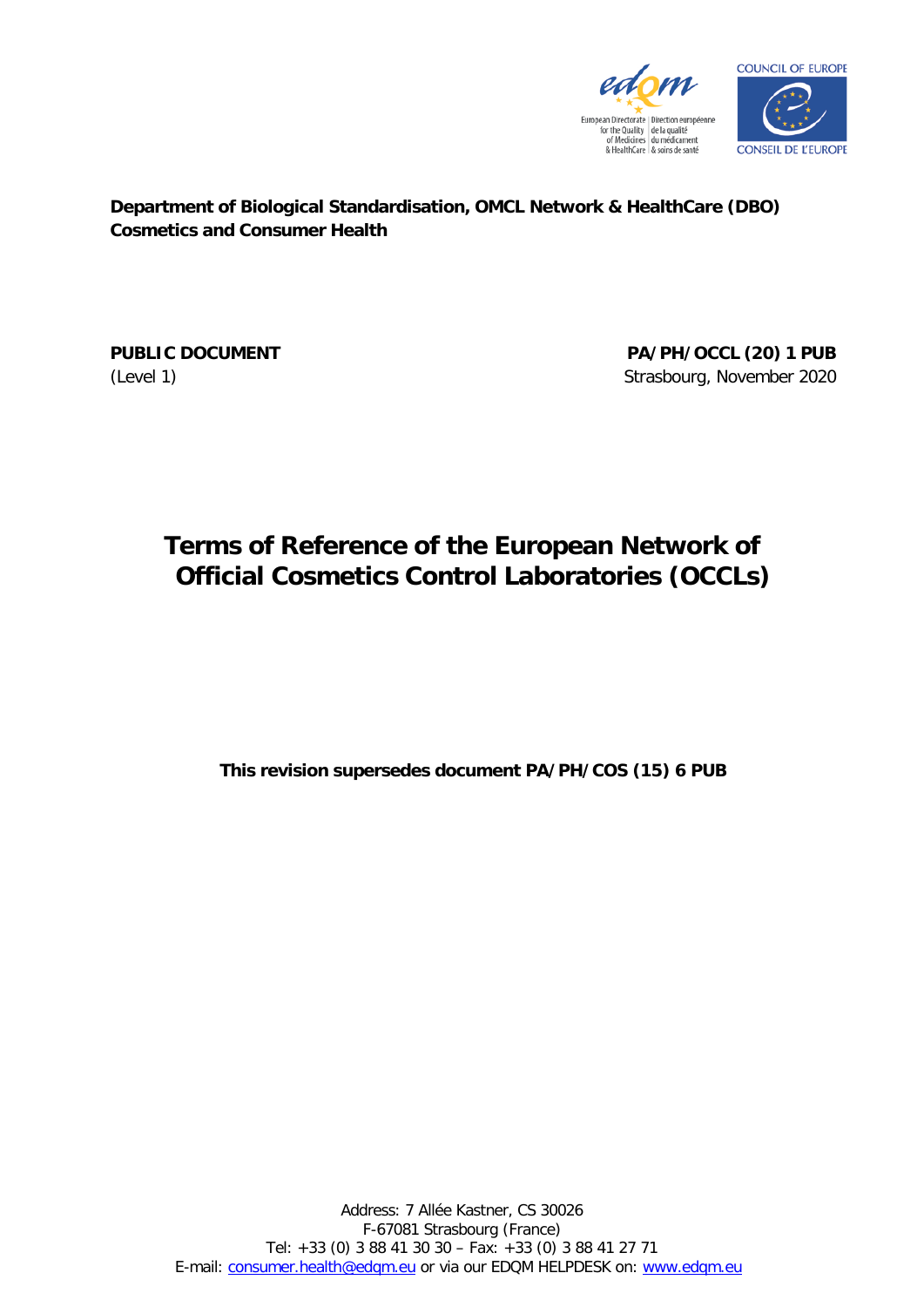**Department of Biological Standardisation, OMCL Network & HealthCare (DBO)**
**Cosmetics and Consumer Health**

**PUBLIC DOCUMENT**
(Level 1)

**PA/PH/OCCL (20) 1 PUB**
Strasbourg, November 2020

# Terms of Reference of the European Network of Official Cosmetics Control Laboratories (OCCLs)

**This revision supersedes document PA/PH/COS (15) 6 PUB**

Address: 7 Allée Kastner, CS 30026
F-67081 Strasbourg (France)
Tel: +33 (0) 3 88 41 30 30 – Fax: +33 (0) 3 88 41 27 71
E-mail: consumer.health@edqm.eu or via our EDQM HELPDESK on: www.edqm.eu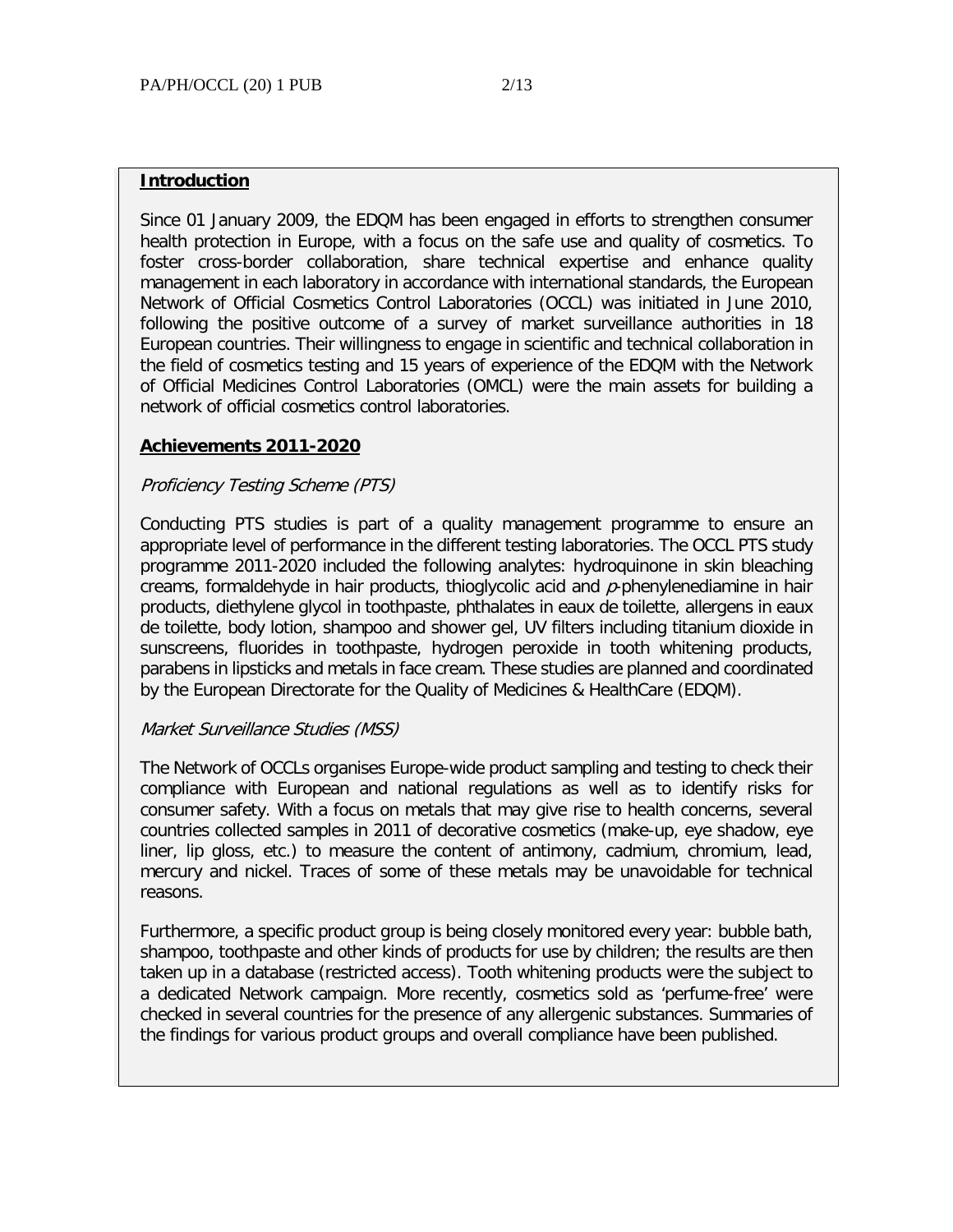## Introduction

Since 01 January 2009, the EDQM has been engaged in efforts to strengthen consumer health protection in Europe, with a focus on the safe use and quality of cosmetics. To foster cross-border collaboration, share technical expertise and enhance quality management in each laboratory in accordance with international standards, the European Network of Official Cosmetics Control Laboratories (OCCL) was initiated in June 2010, following the positive outcome of a survey of market surveillance authorities in 18 European countries. Their willingness to engage in scientific and technical collaboration in the field of cosmetics testing and 15 years of experience of the EDQM with the Network of Official Medicines Control Laboratories (OMCL) were the main assets for building a network of official cosmetics control laboratories.

## Achievements 2011-2020

### *Proficiency Testing Scheme (PTS)*

Conducting PTS studies is part of a quality management programme to ensure an appropriate level of performance in the different testing laboratories. The OCCL PTS study programme 2011-2020 included the following analytes: hydroquinone in skin bleaching creams, formaldehyde in hair products, thioglycolic acid and *p*-phenylenediamine in hair products, diethylene glycol in toothpaste, phthalates in eaux de toilette, allergens in eaux de toilette, body lotion, shampoo and shower gel, UV filters including titanium dioxide in sunscreens, fluorides in toothpaste, hydrogen peroxide in tooth whitening products, parabens in lipsticks and metals in face cream. These studies are planned and coordinated by the European Directorate for the Quality of Medicines & HealthCare (EDQM).

### *Market Surveillance Studies (MSS)*

The Network of OCCLs organises Europe-wide product sampling and testing to check their compliance with European and national regulations as well as to identify risks for consumer safety. With a focus on metals that may give rise to health concerns, several countries collected samples in 2011 of decorative cosmetics (make-up, eye shadow, eye liner, lip gloss, etc.) to measure the content of antimony, cadmium, chromium, lead, mercury and nickel. Traces of some of these metals may be unavoidable for technical reasons.

Furthermore, a specific product group is being closely monitored every year: bubble bath, shampoo, toothpaste and other kinds of products for use by children; the results are then taken up in a database (restricted access). Tooth whitening products were the subject to a dedicated Network campaign. More recently, cosmetics sold as 'perfume-free' were checked in several countries for the presence of any allergenic substances. Summaries of the findings for various product groups and overall compliance have been published.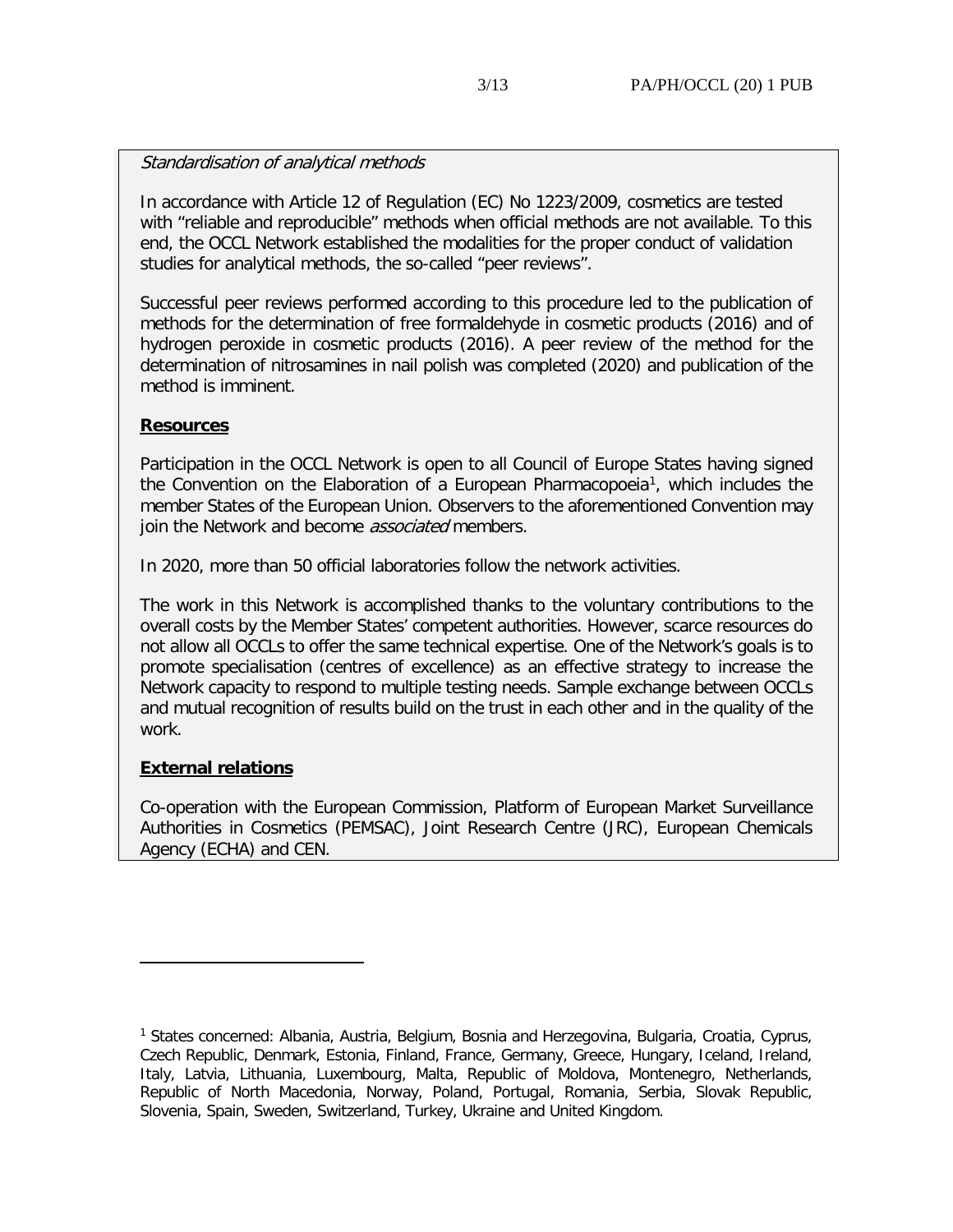*Standardisation of analytical methods*

In accordance with Article 12 of Regulation (EC) No 1223/2009, cosmetics are tested with "reliable and reproducible" methods when official methods are not available. To this end, the OCCL Network established the modalities for the proper conduct of validation studies for analytical methods, the so-called "peer reviews".

Successful peer reviews performed according to this procedure led to the publication of methods for the determination of free formaldehyde in cosmetic products (2016) and of hydrogen peroxide in cosmetic products (2016). A peer review of the method for the determination of nitrosamines in nail polish was completed (2020) and publication of the method is imminent.

**Resources**

Participation in the OCCL Network is open to all Council of Europe States having signed the Convention on the Elaboration of a European Pharmacopoeia[1], which includes the member States of the European Union. Observers to the aforementioned Convention may join the Network and become *associated* members.

In 2020, more than 50 official laboratories follow the network activities.

The work in this Network is accomplished thanks to the voluntary contributions to the overall costs by the Member States' competent authorities. However, scarce resources do not allow all OCCLs to offer the same technical expertise. One of the Network's goals is to promote specialisation (centres of excellence) as an effective strategy to increase the Network capacity to respond to multiple testing needs. Sample exchange between OCCLs and mutual recognition of results build on the trust in each other and in the quality of the work.

**External relations**

Co-operation with the European Commission, Platform of European Market Surveillance Authorities in Cosmetics (PEMSAC), Joint Research Centre (JRC), European Chemicals Agency (ECHA) and CEN.

---

[1] States concerned: Albania, Austria, Belgium, Bosnia and Herzegovina, Bulgaria, Croatia, Cyprus, Czech Republic, Denmark, Estonia, Finland, France, Germany, Greece, Hungary, Iceland, Ireland, Italy, Latvia, Lithuania, Luxembourg, Malta, Republic of Moldova, Montenegro, Netherlands, Republic of North Macedonia, Norway, Poland, Portugal, Romania, Serbia, Slovak Republic, Slovenia, Spain, Sweden, Switzerland, Turkey, Ukraine and United Kingdom.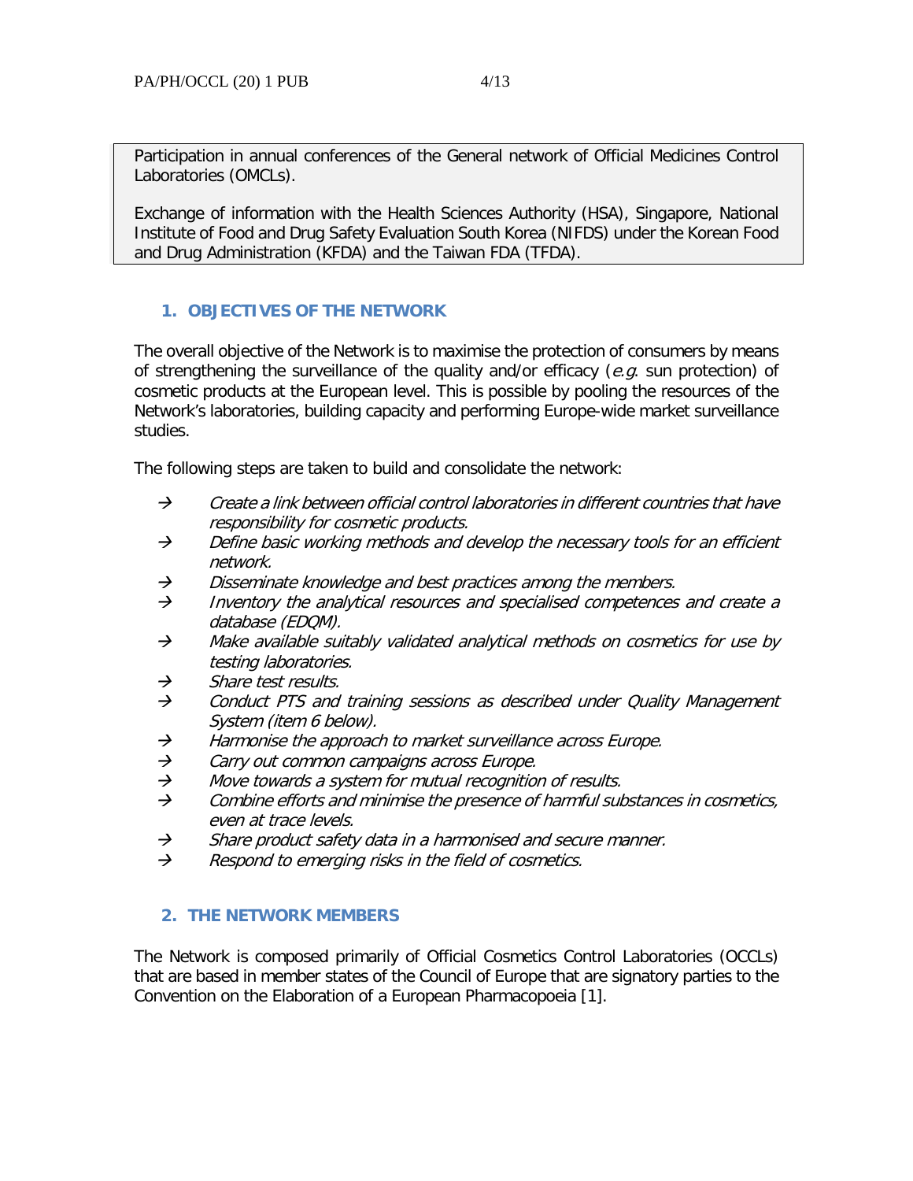Participation in annual conferences of the General network of Official Medicines Control Laboratories (OMCLs).

Exchange of information with the Health Sciences Authority (HSA), Singapore, National Institute of Food and Drug Safety Evaluation South Korea (NIFDS) under the Korean Food and Drug Administration (KFDA) and the Taiwan FDA (TFDA).

## 1. OBJECTIVES OF THE NETWORK

The overall objective of the Network is to maximise the protection of consumers by means of strengthening the surveillance of the quality and/or efficacy (*e.g.* sun protection) of cosmetic products at the European level. This is possible by pooling the resources of the Network's laboratories, building capacity and performing Europe-wide market surveillance studies.

The following steps are taken to build and consolidate the network:

- → *Create a link between official control laboratories in different countries that have responsibility for cosmetic products.*
- → *Define basic working methods and develop the necessary tools for an efficient network.*
- → *Disseminate knowledge and best practices among the members.*
- → *Inventory the analytical resources and specialised competences and create a database (EDQM).*
- → *Make available suitably validated analytical methods on cosmetics for use by testing laboratories.*
- → *Share test results.*
- → *Conduct PTS and training sessions as described under Quality Management System (item 6 below).*
- → *Harmonise the approach to market surveillance across Europe.*
- → *Carry out common campaigns across Europe.*
- → *Move towards a system for mutual recognition of results.*
- → *Combine efforts and minimise the presence of harmful substances in cosmetics, even at trace levels.*
- → *Share product safety data in a harmonised and secure manner.*
- → *Respond to emerging risks in the field of cosmetics.*

## 2. THE NETWORK MEMBERS

The Network is composed primarily of Official Cosmetics Control Laboratories (OCCLs) that are based in member states of the Council of Europe that are signatory parties to the Convention on the Elaboration of a European Pharmacopoeia [1].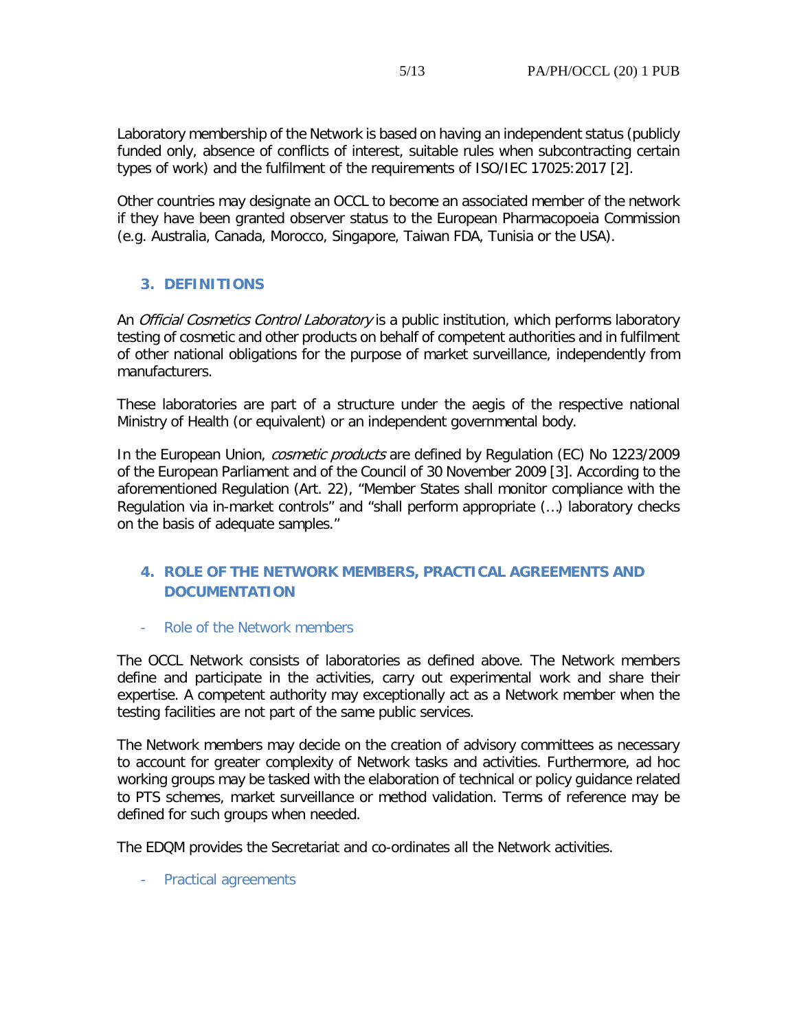Laboratory membership of the Network is based on having an independent status (publicly funded only, absence of conflicts of interest, suitable rules when subcontracting certain types of work) and the fulfilment of the requirements of ISO/IEC 17025:2017 [2].

Other countries may designate an OCCL to become an associated member of the network if they have been granted observer status to the European Pharmacopoeia Commission (e.g. Australia, Canada, Morocco, Singapore, Taiwan FDA, Tunisia or the USA).

## 3. DEFINITIONS

An *Official Cosmetics Control Laboratory* is a public institution, which performs laboratory testing of cosmetic and other products on behalf of competent authorities and in fulfilment of other national obligations for the purpose of market surveillance, independently from manufacturers.

These laboratories are part of a structure under the aegis of the respective national Ministry of Health (or equivalent) or an independent governmental body.

In the European Union, *cosmetic products* are defined by Regulation (EC) No 1223/2009 of the European Parliament and of the Council of 30 November 2009 [3]. According to the aforementioned Regulation (Art. 22), "Member States shall monitor compliance with the Regulation via in-market controls" and "shall perform appropriate (…) laboratory checks on the basis of adequate samples."

## 4. ROLE OF THE NETWORK MEMBERS, PRACTICAL AGREEMENTS AND DOCUMENTATION

- Role of the Network members

The OCCL Network consists of laboratories as defined above. The Network members define and participate in the activities, carry out experimental work and share their expertise. A competent authority may exceptionally act as a Network member when the testing facilities are not part of the same public services.

The Network members may decide on the creation of advisory committees as necessary to account for greater complexity of Network tasks and activities. Furthermore, ad hoc working groups may be tasked with the elaboration of technical or policy guidance related to PTS schemes, market surveillance or method validation. Terms of reference may be defined for such groups when needed.

The EDQM provides the Secretariat and co-ordinates all the Network activities.

- Practical agreements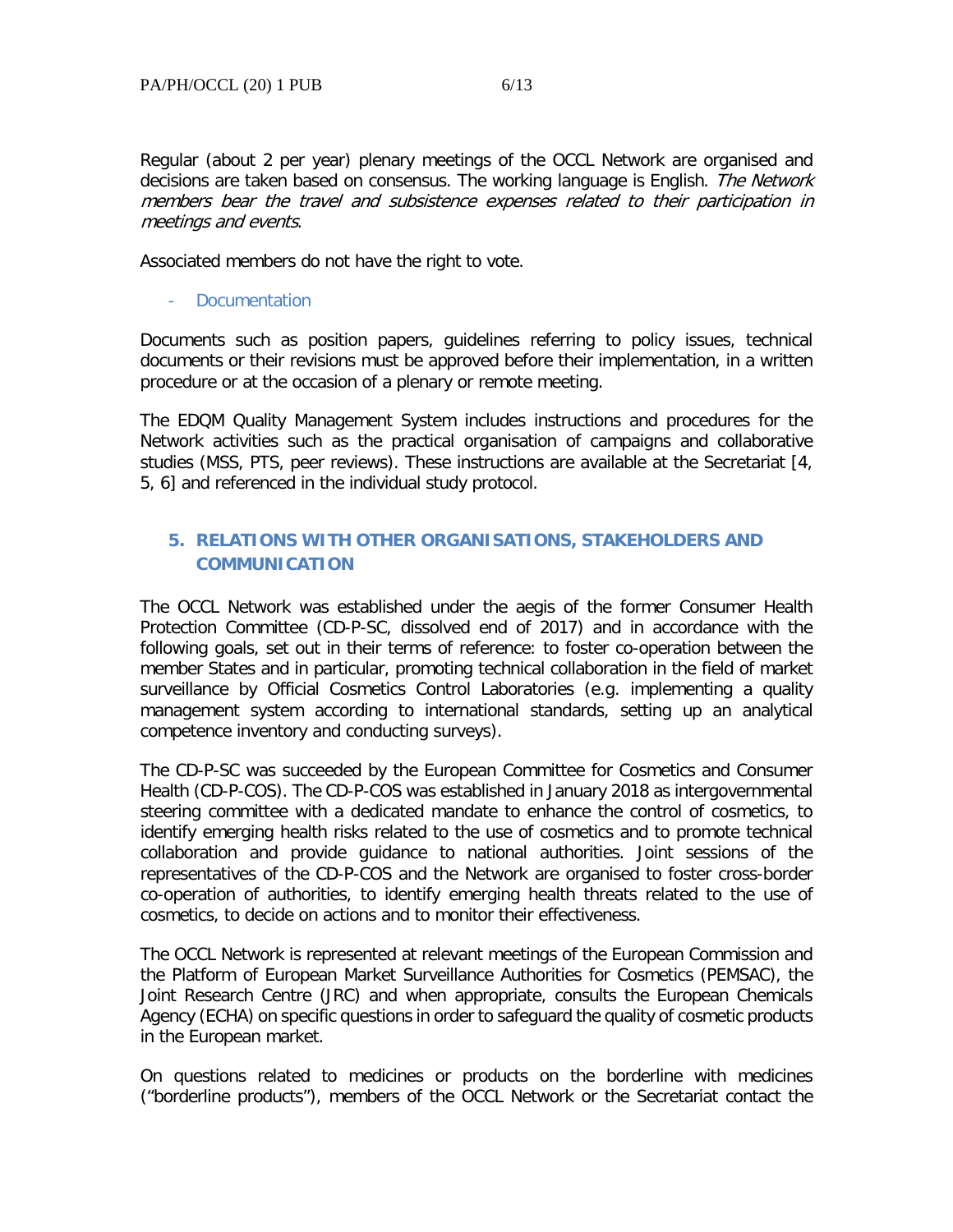Regular (about 2 per year) plenary meetings of the OCCL Network are organised and decisions are taken based on consensus. The working language is English. *The Network members bear the travel and subsistence expenses related to their participation in meetings and events*.

Associated members do not have the right to vote.

- Documentation

Documents such as position papers, guidelines referring to policy issues, technical documents or their revisions must be approved before their implementation, in a written procedure or at the occasion of a plenary or remote meeting.

The EDQM Quality Management System includes instructions and procedures for the Network activities such as the practical organisation of campaigns and collaborative studies (MSS, PTS, peer reviews). These instructions are available at the Secretariat [4, 5, 6] and referenced in the individual study protocol.

## 5. RELATIONS WITH OTHER ORGANISATIONS, STAKEHOLDERS AND COMMUNICATION

The OCCL Network was established under the aegis of the former Consumer Health Protection Committee (CD-P-SC, dissolved end of 2017) and in accordance with the following goals, set out in their terms of reference: to foster co-operation between the member States and in particular, promoting technical collaboration in the field of market surveillance by Official Cosmetics Control Laboratories (e.g. implementing a quality management system according to international standards, setting up an analytical competence inventory and conducting surveys).

The CD-P-SC was succeeded by the European Committee for Cosmetics and Consumer Health (CD-P-COS). The CD-P-COS was established in January 2018 as intergovernmental steering committee with a dedicated mandate to enhance the control of cosmetics, to identify emerging health risks related to the use of cosmetics and to promote technical collaboration and provide guidance to national authorities. Joint sessions of the representatives of the CD-P-COS and the Network are organised to foster cross-border co-operation of authorities, to identify emerging health threats related to the use of cosmetics, to decide on actions and to monitor their effectiveness.

The OCCL Network is represented at relevant meetings of the European Commission and the Platform of European Market Surveillance Authorities for Cosmetics (PEMSAC), the Joint Research Centre (JRC) and when appropriate, consults the European Chemicals Agency (ECHA) on specific questions in order to safeguard the quality of cosmetic products in the European market.

On questions related to medicines or products on the borderline with medicines ("borderline products"), members of the OCCL Network or the Secretariat contact the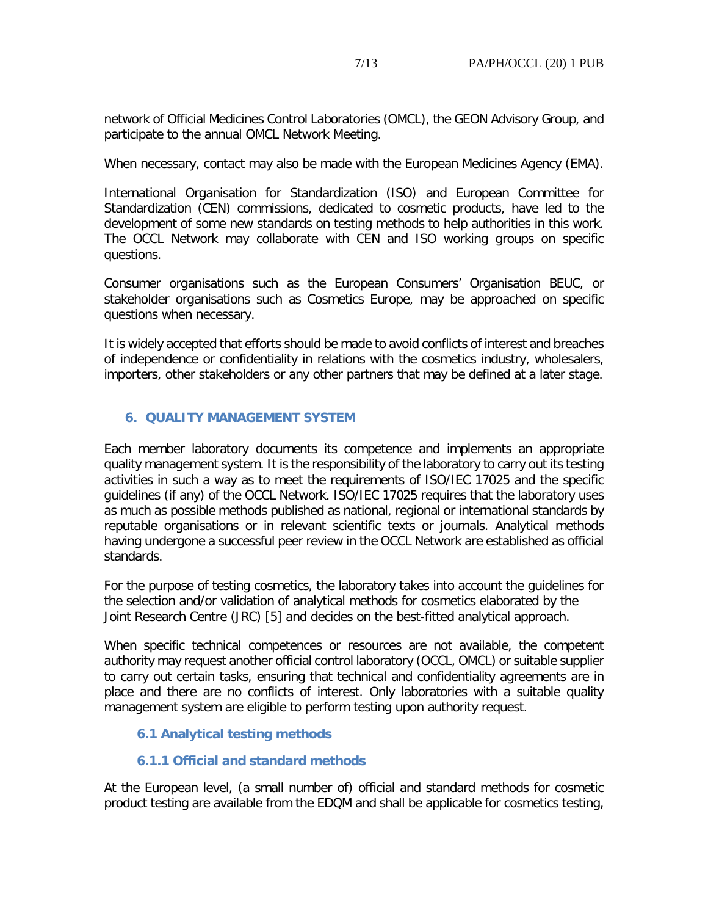network of Official Medicines Control Laboratories (OMCL), the GEON Advisory Group, and participate to the annual OMCL Network Meeting.

When necessary, contact may also be made with the European Medicines Agency (EMA).

International Organisation for Standardization (ISO) and European Committee for Standardization (CEN) commissions, dedicated to cosmetic products, have led to the development of some new standards on testing methods to help authorities in this work. The OCCL Network may collaborate with CEN and ISO working groups on specific questions.

Consumer organisations such as the European Consumers' Organisation BEUC, or stakeholder organisations such as Cosmetics Europe, may be approached on specific questions when necessary.

It is widely accepted that efforts should be made to avoid conflicts of interest and breaches of independence or confidentiality in relations with the cosmetics industry, wholesalers, importers, other stakeholders or any other partners that may be defined at a later stage.

## 6. QUALITY MANAGEMENT SYSTEM

Each member laboratory documents its competence and implements an appropriate quality management system. It is the responsibility of the laboratory to carry out its testing activities in such a way as to meet the requirements of ISO/IEC 17025 and the specific guidelines (if any) of the OCCL Network. ISO/IEC 17025 requires that the laboratory uses as much as possible methods published as national, regional or international standards by reputable organisations or in relevant scientific texts or journals. Analytical methods having undergone a successful peer review in the OCCL Network are established as official standards.

For the purpose of testing cosmetics, the laboratory takes into account the guidelines for the selection and/or validation of analytical methods for cosmetics elaborated by the Joint Research Centre (JRC) [5] and decides on the best-fitted analytical approach.

When specific technical competences or resources are not available, the competent authority may request another official control laboratory (OCCL, OMCL) or suitable supplier to carry out certain tasks, ensuring that technical and confidentiality agreements are in place and there are no conflicts of interest. Only laboratories with a suitable quality management system are eligible to perform testing upon authority request.

### 6.1 Analytical testing methods

#### 6.1.1 Official and standard methods

At the European level, (a small number of) official and standard methods for cosmetic product testing are available from the EDQM and shall be applicable for cosmetics testing,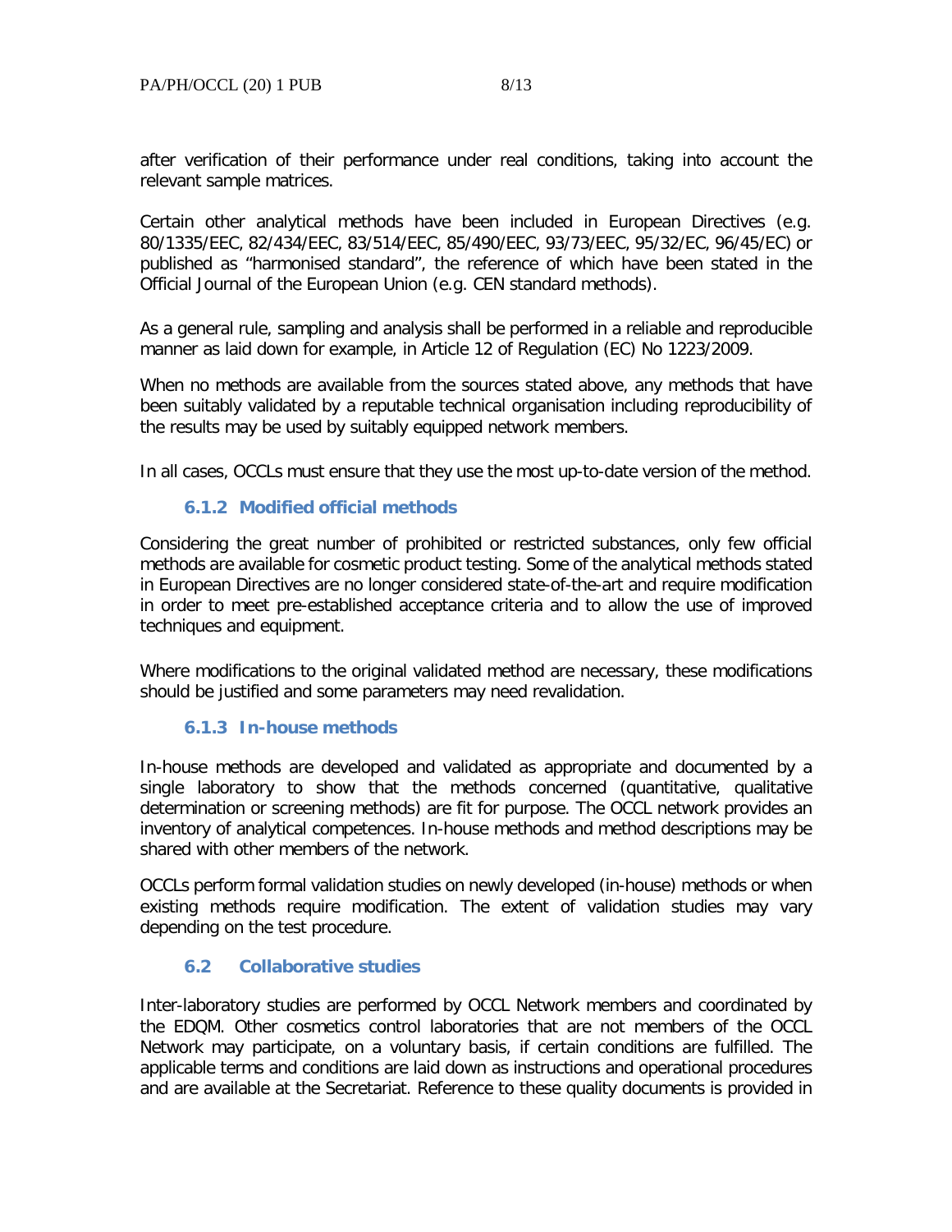after verification of their performance under real conditions, taking into account the relevant sample matrices.

Certain other analytical methods have been included in European Directives (e.g. 80/1335/EEC, 82/434/EEC, 83/514/EEC, 85/490/EEC, 93/73/EEC, 95/32/EC, 96/45/EC) or published as "harmonised standard", the reference of which have been stated in the Official Journal of the European Union (e.g. CEN standard methods).

As a general rule, sampling and analysis shall be performed in a reliable and reproducible manner as laid down for example, in Article 12 of Regulation (EC) No 1223/2009.

When no methods are available from the sources stated above, any methods that have been suitably validated by a reputable technical organisation including reproducibility of the results may be used by suitably equipped network members.

In all cases, OCCLs must ensure that they use the most up-to-date version of the method.

### 6.1.2 Modified official methods

Considering the great number of prohibited or restricted substances, only few official methods are available for cosmetic product testing. Some of the analytical methods stated in European Directives are no longer considered state-of-the-art and require modification in order to meet pre-established acceptance criteria and to allow the use of improved techniques and equipment.

Where modifications to the original validated method are necessary, these modifications should be justified and some parameters may need revalidation.

### 6.1.3 In-house methods

In-house methods are developed and validated as appropriate and documented by a single laboratory to show that the methods concerned (quantitative, qualitative determination or screening methods) are fit for purpose. The OCCL network provides an inventory of analytical competences. In-house methods and method descriptions may be shared with other members of the network.

OCCLs perform formal validation studies on newly developed (in-house) methods or when existing methods require modification. The extent of validation studies may vary depending on the test procedure.

## 6.2 Collaborative studies

Inter-laboratory studies are performed by OCCL Network members and coordinated by the EDQM. Other cosmetics control laboratories that are not members of the OCCL Network may participate, on a voluntary basis, if certain conditions are fulfilled. The applicable terms and conditions are laid down as instructions and operational procedures and are available at the Secretariat. Reference to these quality documents is provided in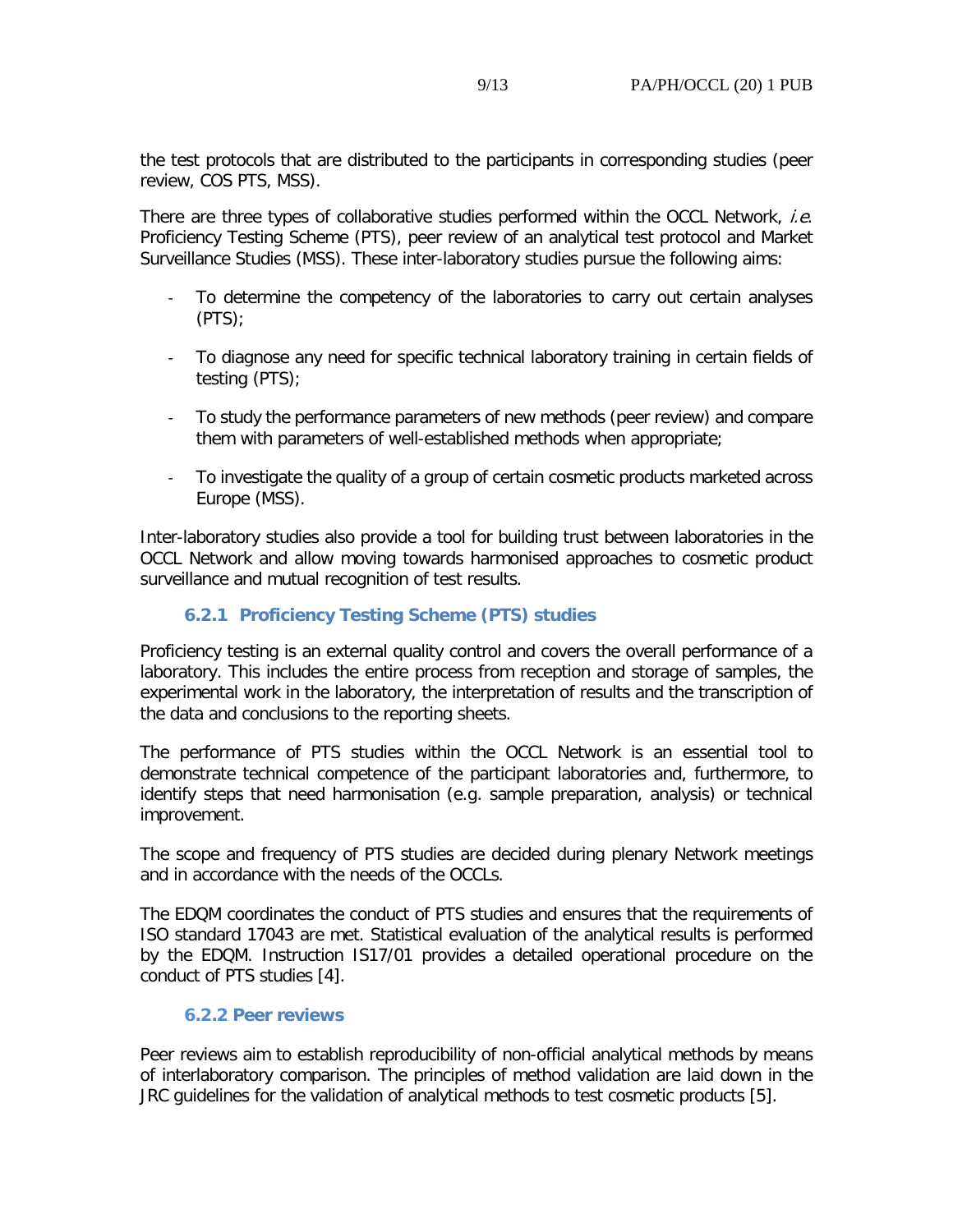the test protocols that are distributed to the participants in corresponding studies (peer review, COS PTS, MSS).

There are three types of collaborative studies performed within the OCCL Network, *i.e.* Proficiency Testing Scheme (PTS), peer review of an analytical test protocol and Market Surveillance Studies (MSS). These inter-laboratory studies pursue the following aims:

- To determine the competency of the laboratories to carry out certain analyses (PTS);
- To diagnose any need for specific technical laboratory training in certain fields of testing (PTS);
- To study the performance parameters of new methods (peer review) and compare them with parameters of well-established methods when appropriate;
- To investigate the quality of a group of certain cosmetic products marketed across Europe (MSS).

Inter-laboratory studies also provide a tool for building trust between laboratories in the OCCL Network and allow moving towards harmonised approaches to cosmetic product surveillance and mutual recognition of test results.

### 6.2.1 Proficiency Testing Scheme (PTS) studies

Proficiency testing is an external quality control and covers the overall performance of a laboratory. This includes the entire process from reception and storage of samples, the experimental work in the laboratory, the interpretation of results and the transcription of the data and conclusions to the reporting sheets.

The performance of PTS studies within the OCCL Network is an essential tool to demonstrate technical competence of the participant laboratories and, furthermore, to identify steps that need harmonisation (e.g. sample preparation, analysis) or technical improvement.

The scope and frequency of PTS studies are decided during plenary Network meetings and in accordance with the needs of the OCCLs.

The EDQM coordinates the conduct of PTS studies and ensures that the requirements of ISO standard 17043 are met. Statistical evaluation of the analytical results is performed by the EDQM. Instruction IS17/01 provides a detailed operational procedure on the conduct of PTS studies [4].

### 6.2.2 Peer reviews

Peer reviews aim to establish reproducibility of non-official analytical methods by means of interlaboratory comparison. The principles of method validation are laid down in the JRC guidelines for the validation of analytical methods to test cosmetic products [5].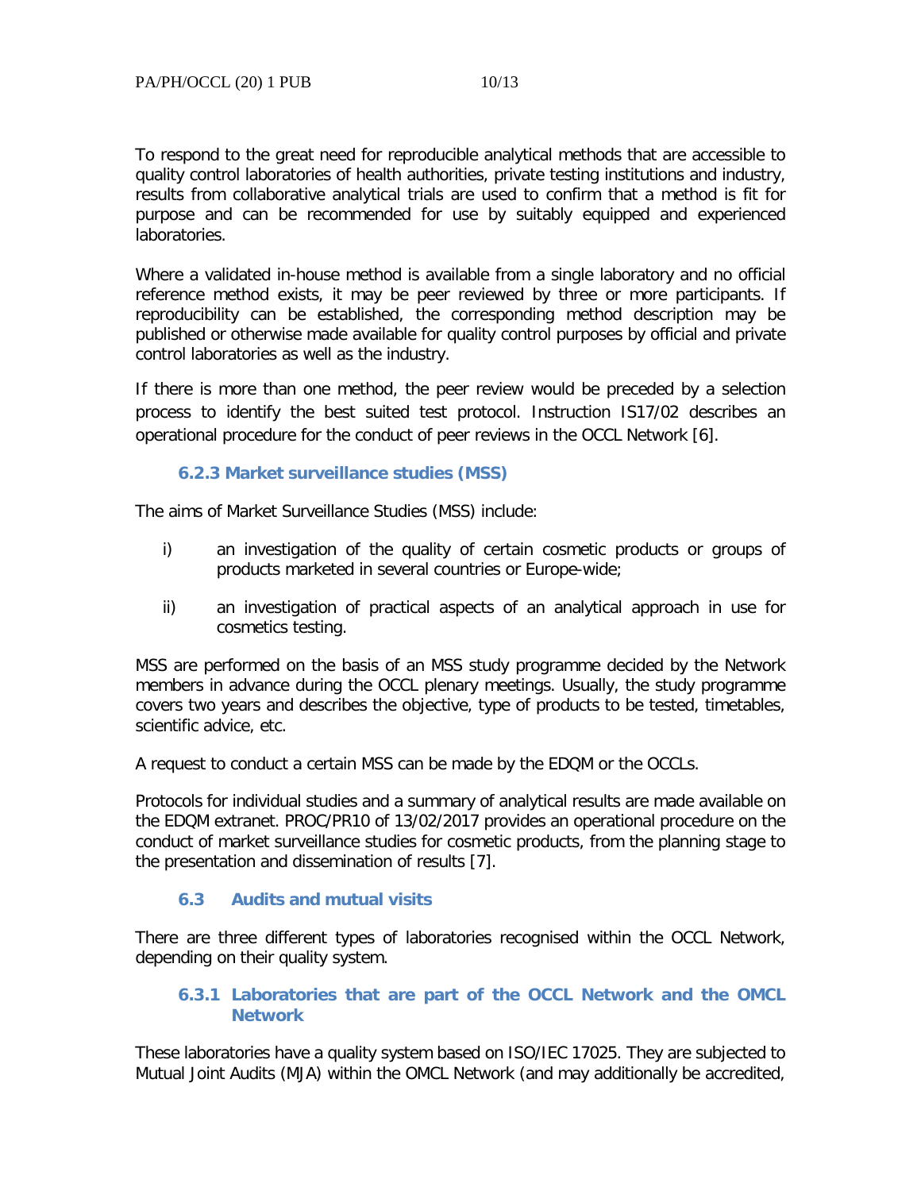To respond to the great need for reproducible analytical methods that are accessible to quality control laboratories of health authorities, private testing institutions and industry, results from collaborative analytical trials are used to confirm that a method is fit for purpose and can be recommended for use by suitably equipped and experienced laboratories.

Where a validated in-house method is available from a single laboratory and no official reference method exists, it may be peer reviewed by three or more participants. If reproducibility can be established, the corresponding method description may be published or otherwise made available for quality control purposes by official and private control laboratories as well as the industry.

If there is more than one method, the peer review would be preceded by a selection process to identify the best suited test protocol. Instruction IS17/02 describes an operational procedure for the conduct of peer reviews in the OCCL Network [6].

### 6.2.3 Market surveillance studies (MSS)

The aims of Market Surveillance Studies (MSS) include:

i) an investigation of the quality of certain cosmetic products or groups of products marketed in several countries or Europe-wide;

ii) an investigation of practical aspects of an analytical approach in use for cosmetics testing.

MSS are performed on the basis of an MSS study programme decided by the Network members in advance during the OCCL plenary meetings. Usually, the study programme covers two years and describes the objective, type of products to be tested, timetables, scientific advice, etc.

A request to conduct a certain MSS can be made by the EDQM or the OCCLs.

Protocols for individual studies and a summary of analytical results are made available on the EDQM extranet. PROC/PR10 of 13/02/2017 provides an operational procedure on the conduct of market surveillance studies for cosmetic products, from the planning stage to the presentation and dissemination of results [7].

## 6.3 Audits and mutual visits

There are three different types of laboratories recognised within the OCCL Network, depending on their quality system.

### 6.3.1 Laboratories that are part of the OCCL Network and the OMCL Network

These laboratories have a quality system based on ISO/IEC 17025. They are subjected to Mutual Joint Audits (MJA) within the OMCL Network (and may additionally be accredited,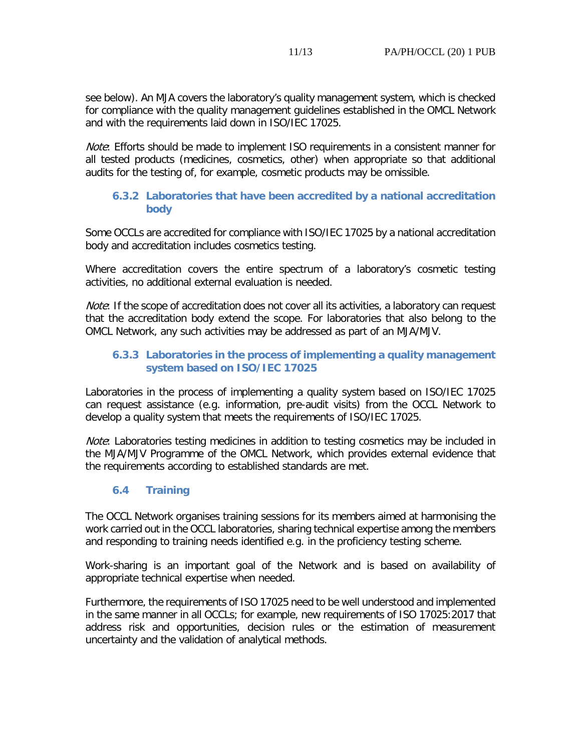see below). An MJA covers the laboratory's quality management system, which is checked for compliance with the quality management guidelines established in the OMCL Network and with the requirements laid down in ISO/IEC 17025.

*Note*: Efforts should be made to implement ISO requirements in a consistent manner for all tested products (medicines, cosmetics, other) when appropriate so that additional audits for the testing of, for example, cosmetic products may be omissible.

### 6.3.2 Laboratories that have been accredited by a national accreditation body

Some OCCLs are accredited for compliance with ISO/IEC 17025 by a national accreditation body and accreditation includes cosmetics testing.

Where accreditation covers the entire spectrum of a laboratory's cosmetic testing activities, no additional external evaluation is needed.

*Note*: If the scope of accreditation does not cover all its activities, a laboratory can request that the accreditation body extend the scope. For laboratories that also belong to the OMCL Network, any such activities may be addressed as part of an MJA/MJV.

### 6.3.3 Laboratories in the process of implementing a quality management system based on ISO/IEC 17025

Laboratories in the process of implementing a quality system based on ISO/IEC 17025 can request assistance (e.g. information, pre-audit visits) from the OCCL Network to develop a quality system that meets the requirements of ISO/IEC 17025.

*Note*: Laboratories testing medicines in addition to testing cosmetics may be included in the MJA/MJV Programme of the OMCL Network, which provides external evidence that the requirements according to established standards are met.

## 6.4 Training

The OCCL Network organises training sessions for its members aimed at harmonising the work carried out in the OCCL laboratories, sharing technical expertise among the members and responding to training needs identified e.g. in the proficiency testing scheme.

Work-sharing is an important goal of the Network and is based on availability of appropriate technical expertise when needed.

Furthermore, the requirements of ISO 17025 need to be well understood and implemented in the same manner in all OCCLs; for example, new requirements of ISO 17025:2017 that address risk and opportunities, decision rules or the estimation of measurement uncertainty and the validation of analytical methods.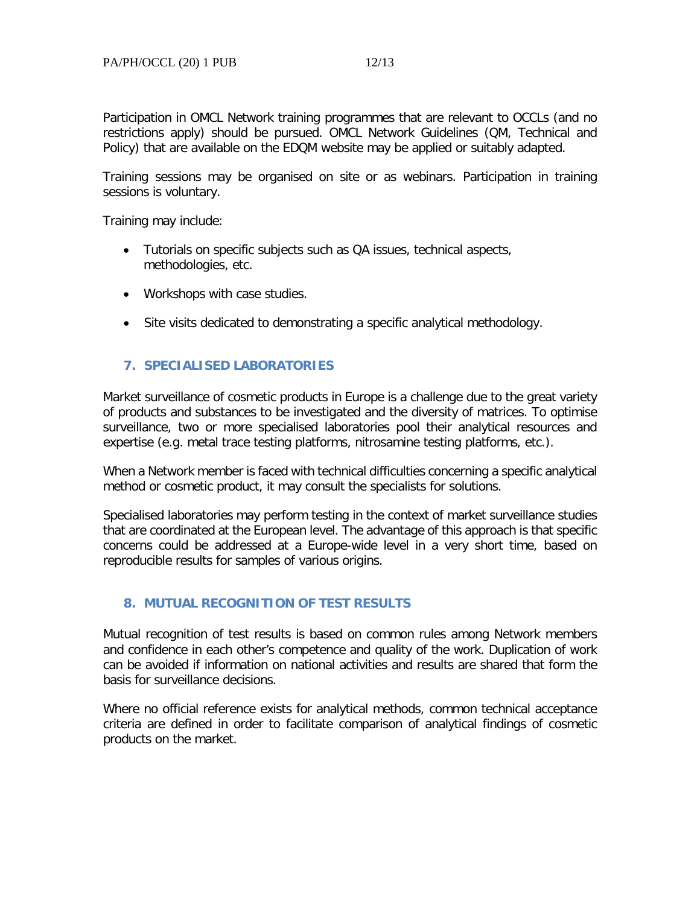Participation in OMCL Network training programmes that are relevant to OCCLs (and no restrictions apply) should be pursued. OMCL Network Guidelines (QM, Technical and Policy) that are available on the EDQM website may be applied or suitably adapted.

Training sessions may be organised on site or as webinars. Participation in training sessions is voluntary.

Training may include:

- Tutorials on specific subjects such as QA issues, technical aspects, methodologies, etc.
- Workshops with case studies.
- Site visits dedicated to demonstrating a specific analytical methodology.

## 7. SPECIALISED LABORATORIES

Market surveillance of cosmetic products in Europe is a challenge due to the great variety of products and substances to be investigated and the diversity of matrices. To optimise surveillance, two or more specialised laboratories pool their analytical resources and expertise (e.g. metal trace testing platforms, nitrosamine testing platforms, etc.).

When a Network member is faced with technical difficulties concerning a specific analytical method or cosmetic product, it may consult the specialists for solutions.

Specialised laboratories may perform testing in the context of market surveillance studies that are coordinated at the European level. The advantage of this approach is that specific concerns could be addressed at a Europe-wide level in a very short time, based on reproducible results for samples of various origins.

## 8. MUTUAL RECOGNITION OF TEST RESULTS

Mutual recognition of test results is based on common rules among Network members and confidence in each other's competence and quality of the work. Duplication of work can be avoided if information on national activities and results are shared that form the basis for surveillance decisions.

Where no official reference exists for analytical methods, common technical acceptance criteria are defined in order to facilitate comparison of analytical findings of cosmetic products on the market.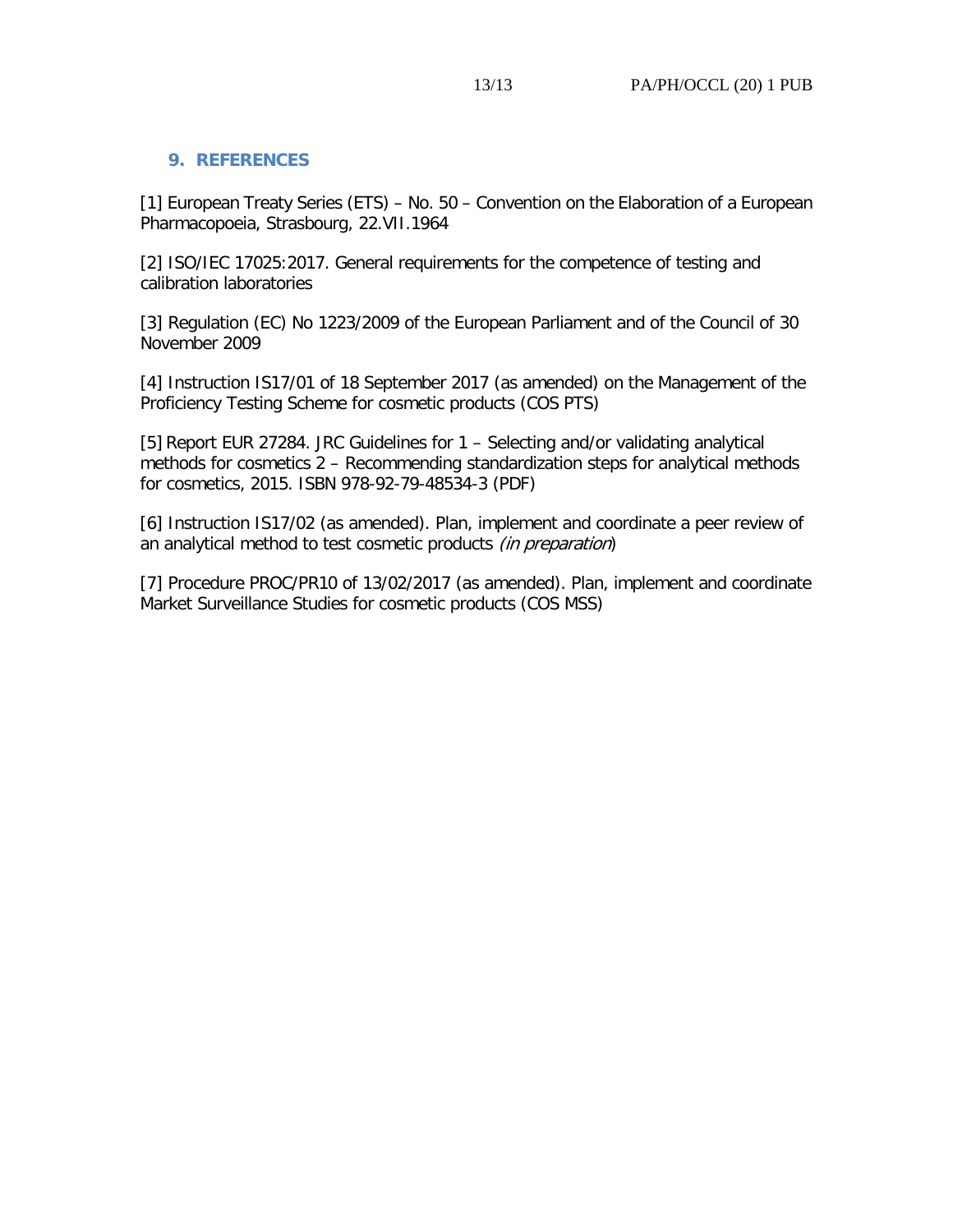## 9. REFERENCES

[1] European Treaty Series (ETS) – No. 50 – Convention on the Elaboration of a European Pharmacopoeia, Strasbourg, 22.VII.1964

[2] ISO/IEC 17025:2017. General requirements for the competence of testing and calibration laboratories

[3] Regulation (EC) No 1223/2009 of the European Parliament and of the Council of 30 November 2009

[4] Instruction IS17/01 of 18 September 2017 (as amended) on the Management of the Proficiency Testing Scheme for cosmetic products (COS PTS)

[5] Report EUR 27284. JRC Guidelines for 1 – Selecting and/or validating analytical methods for cosmetics 2 – Recommending standardization steps for analytical methods for cosmetics, 2015. ISBN 978-92-79-48534-3 (PDF)

[6] Instruction IS17/02 (as amended). Plan, implement and coordinate a peer review of an analytical method to test cosmetic products *(in preparation)*

[7] Procedure PROC/PR10 of 13/02/2017 (as amended). Plan, implement and coordinate Market Surveillance Studies for cosmetic products (COS MSS)